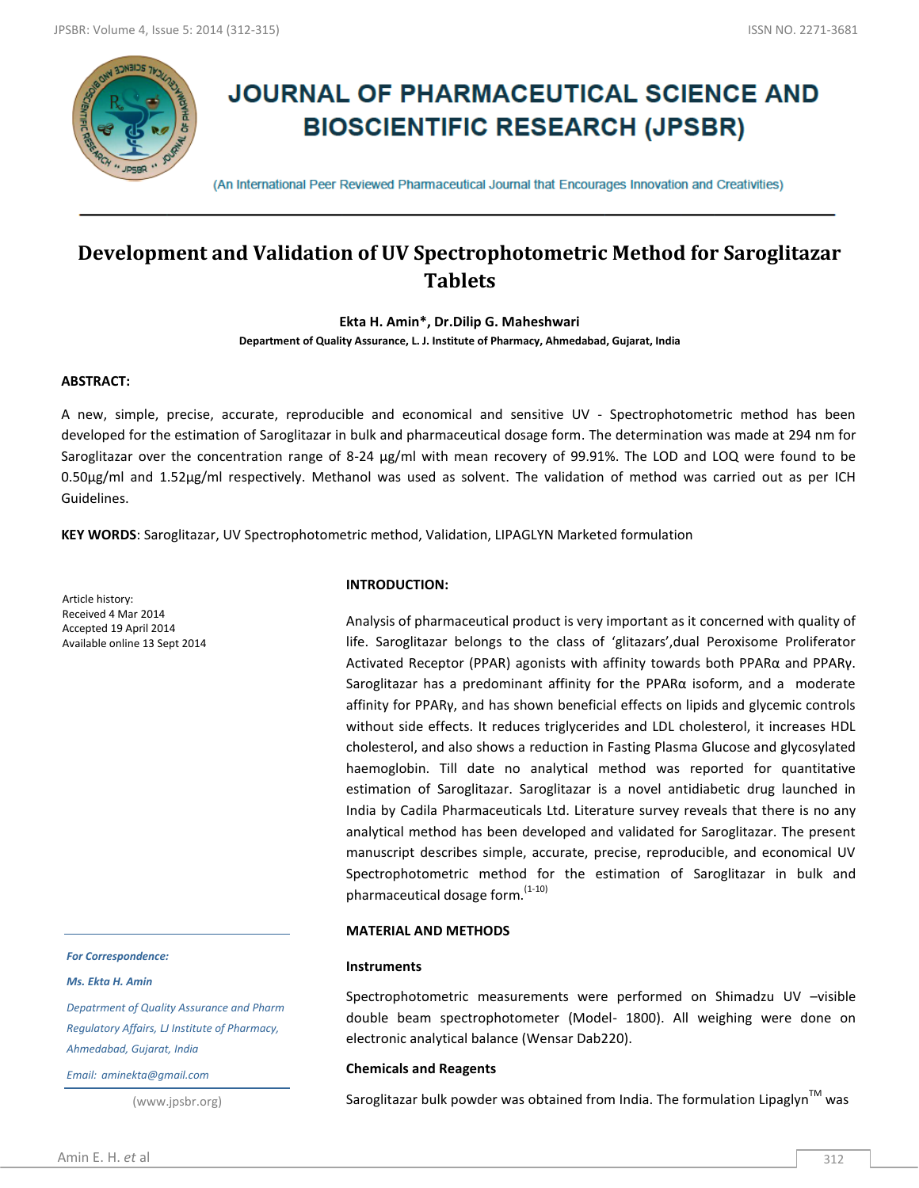# JOURNAL OF PHARMACEUTICAL SCIENCE AND BIOSCIENTIFIC RESEARCH (JPSBR)

(An International Peer Reviewed Pharmaceutical Journal that Encourages Innovation and Creativities)

## Development and Validation of UV Spectrophotometric Method for Saroglitazar Tablets

**Ekta H. Amin\*, Dr.Dilip G. Maheshwari**

**Department of Quality Assurance, L. J. Institute of Pharmacy, Ahmedabad, Gujarat, India**

### ABSTRACT:

A new, simple, precise, accurate, reproducible and economical and sensitive UV - Spectrophotometric method has been developed for the estimation of Saroglitazar in bulk and pharmaceutical dosage form. The determination was made at 294 nm for Saroglitazar over the concentration range of 8-24 µg/ml with mean recovery of 99.91%. The LOD and LOQ were found to be 0.50µg/ml and 1.52µg/ml respectively. Methanol was used as solvent. The validation of method was carried out as per ICH Guidelines.

**KEY WORDS**: Saroglitazar, UV Spectrophotometric method, Validation, LIPAGLYN Marketed formulation

Article history:
Received 4 Mar 2014
Accepted 19 April 2014
Available online 13 Sept 2014

*For Correspondence:*

*Ms. Ekta H. Amin*

*Depatment of Quality Assurance and Pharm Regulatory Affairs, LJ Institute of Pharmacy, Ahmedabad, Gujarat, India*

*Email: aminekta@gmail.com*

(www.jpsbr.org)

### INTRODUCTION:

Analysis of pharmaceutical product is very important as it concerned with quality of life. Saroglitazar belongs to the class of 'glitazars',dual Peroxisome Proliferator Activated Receptor (PPAR) agonists with affinity towards both PPARα and PPARγ. Saroglitazar has a predominant affinity for the PPARα isoform, and a moderate affinity for PPARγ, and has shown beneficial effects on lipids and glycemic controls without side effects. It reduces triglycerides and LDL cholesterol, it increases HDL cholesterol, and also shows a reduction in Fasting Plasma Glucose and glycosylated haemoglobin. Till date no analytical method was reported for quantitative estimation of Saroglitazar. Saroglitazar is a novel antidiabetic drug launched in India by Cadila Pharmaceuticals Ltd. Literature survey reveals that there is no any analytical method has been developed and validated for Saroglitazar. The present manuscript describes simple, accurate, precise, reproducible, and economical UV Spectrophotometric method for the estimation of Saroglitazar in bulk and pharmaceutical dosage form.[1-10]

### MATERIAL AND METHODS

#### Instruments

Spectrophotometric measurements were performed on Shimadzu UV –visible double beam spectrophotometer (Model- 1800). All weighing were done on electronic analytical balance (Wensar Dab220).

#### Chemicals and Reagents

Saroglitazar bulk powder was obtained from India. The formulation Lipaglyn™ was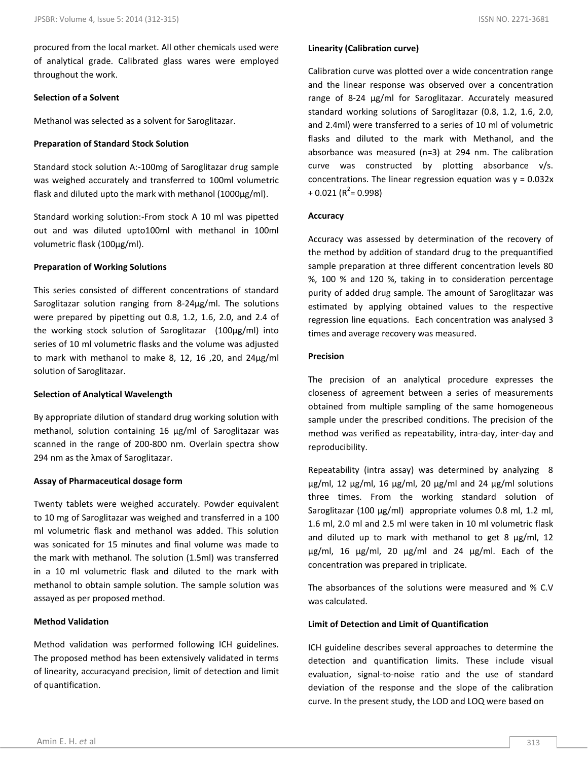procured from the local market. All other chemicals used were of analytical grade. Calibrated glass wares were employed throughout the work.

**Selection of a Solvent**

Methanol was selected as a solvent for Saroglitazar.

**Preparation of Standard Stock Solution**

Standard stock solution A:-100mg of Saroglitazar drug sample was weighed accurately and transferred to 100ml volumetric flask and diluted upto the mark with methanol (1000µg/ml).

Standard working solution:-From stock A 10 ml was pipetted out and was diluted upto100ml with methanol in 100ml volumetric flask (100µg/ml).

**Preparation of Working Solutions**

This series consisted of different concentrations of standard Saroglitazar solution ranging from 8-24µg/ml. The solutions were prepared by pipetting out 0.8, 1.2, 1.6, 2.0, and 2.4 of the working stock solution of Saroglitazar (100µg/ml) into series of 10 ml volumetric flasks and the volume was adjusted to mark with methanol to make 8, 12, 16 ,20, and 24µg/ml solution of Saroglitazar.

**Selection of Analytical Wavelength**

By appropriate dilution of standard drug working solution with methanol, solution containing 16 µg/ml of Saroglitazar was scanned in the range of 200-800 nm. Overlain spectra show 294 nm as the λmax of Saroglitazar.

**Assay of Pharmaceutical dosage form**

Twenty tablets were weighed accurately. Powder equivalent to 10 mg of Saroglitazar was weighed and transferred in a 100 ml volumetric flask and methanol was added. This solution was sonicated for 15 minutes and final volume was made to the mark with methanol. The solution (1.5ml) was transferred in a 10 ml volumetric flask and diluted to the mark with methanol to obtain sample solution. The sample solution was assayed as per proposed method.

**Method Validation**

Method validation was performed following ICH guidelines. The proposed method has been extensively validated in terms of linearity, accuracyand precision, limit of detection and limit of quantification.

**Linearity (Calibration curve)**

Calibration curve was plotted over a wide concentration range and the linear response was observed over a concentration range of 8-24 µg/ml for Saroglitazar. Accurately measured standard working solutions of Saroglitazar (0.8, 1.2, 1.6, 2.0, and 2.4ml) were transferred to a series of 10 ml of volumetric flasks and diluted to the mark with Methanol, and the absorbance was measured (n=3) at 294 nm. The calibration curve was constructed by plotting absorbance v/s. concentrations. The linear regression equation was $y = 0.032x + 0.021$ ($R^2 = 0.998$)

**Accuracy**

Accuracy was assessed by determination of the recovery of the method by addition of standard drug to the prequantified sample preparation at three different concentration levels 80 %, 100 % and 120 %, taking in to consideration percentage purity of added drug sample. The amount of Saroglitazar was estimated by applying obtained values to the respective regression line equations. Each concentration was analysed 3 times and average recovery was measured.

**Precision**

The precision of an analytical procedure expresses the closeness of agreement between a series of measurements obtained from multiple sampling of the same homogeneous sample under the prescribed conditions. The precision of the method was verified as repeatability, intra-day, inter-day and reproducibility.

Repeatability (intra assay) was determined by analyzing 8 µg/ml, 12 µg/ml, 16 µg/ml, 20 µg/ml and 24 µg/ml solutions three times. From the working standard solution of Saroglitazar (100 µg/ml) appropriate volumes 0.8 ml, 1.2 ml, 1.6 ml, 2.0 ml and 2.5 ml were taken in 10 ml volumetric flask and diluted up to mark with methanol to get 8 µg/ml, 12 µg/ml, 16 µg/ml, 20 µg/ml and 24 µg/ml. Each of the concentration was prepared in triplicate.

The absorbances of the solutions were measured and % C.V was calculated.

**Limit of Detection and Limit of Quantification**

ICH guideline describes several approaches to determine the detection and quantification limits. These include visual evaluation, signal-to-noise ratio and the use of standard deviation of the response and the slope of the calibration curve. In the present study, the LOD and LOQ were based on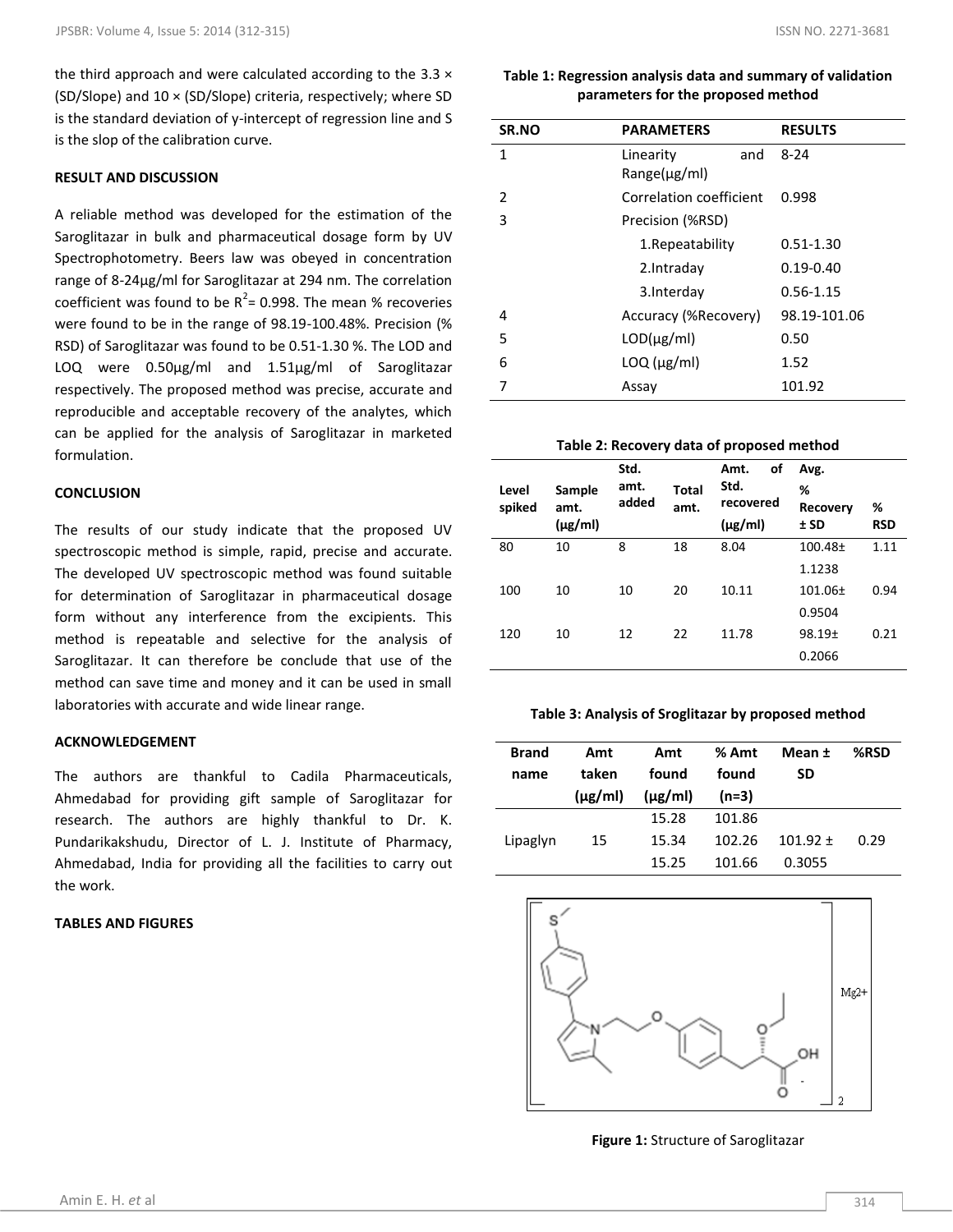the third approach and were calculated according to the 3.3 × (SD/Slope) and 10 × (SD/Slope) criteria, respectively; where SD is the standard deviation of y-intercept of regression line and S is the slop of the calibration curve.

## RESULT AND DISCUSSION

A reliable method was developed for the estimation of the Saroglitazar in bulk and pharmaceutical dosage form by UV Spectrophotometry. Beers law was obeyed in concentration range of 8-24µg/ml for Saroglitazar at 294 nm. The correlation coefficient was found to be $R^2$= 0.998. The mean % recoveries were found to be in the range of 98.19-100.48%. Precision (% RSD) of Saroglitazar was found to be 0.51-1.30 %. The LOD and LOQ were 0.50µg/ml and 1.51µg/ml of Saroglitazar respectively. The proposed method was precise, accurate and reproducible and acceptable recovery of the analytes, which can be applied for the analysis of Saroglitazar in marketed formulation.

## CONCLUSION

The results of our study indicate that the proposed UV spectroscopic method is simple, rapid, precise and accurate. The developed UV spectroscopic method was found suitable for determination of Saroglitazar in pharmaceutical dosage form without any interference from the excipients. This method is repeatable and selective for the analysis of Saroglitazar. It can therefore be conclude that use of the method can save time and money and it can be used in small laboratories with accurate and wide linear range.

## ACKNOWLEDGEMENT

The authors are thankful to Cadila Pharmaceuticals, Ahmedabad for providing gift sample of Saroglitazar for research. The authors are highly thankful to Dr. K. Pundarikakshudu, Director of L. J. Institute of Pharmacy, Ahmedabad, India for providing all the facilities to carry out the work.

## TABLES AND FIGURES

**Table 1: Regression analysis data and summary of validation parameters for the proposed method**

| SR.NO | PARAMETERS | RESULTS |
|---|---|---|
| 1 | Linearity and Range(µg/ml) | 8-24 |
| 2 | Correlation coefficient | 0.998 |
| 3 | Precision (%RSD) | |
| | 1.Repeatability | 0.51-1.30 |
| | 2.Intraday | 0.19-0.40 |
| | 3.Interday | 0.56-1.15 |
| 4 | Accuracy (%Recovery) | 98.19-101.06 |
| 5 | LOD(µg/ml) | 0.50 |
| 6 | LOQ (µg/ml) | 1.52 |
| 7 | Assay | 101.92 |

**Table 2: Recovery data of proposed method**

| Level spiked | Sample amt. (µg/ml) | Std. amt. added | Total amt. | Amt. of Std. recovered (µg/ml) | Avg. % Recovery ± SD | % RSD |
|---|---|---|---|---|---|---|
| 80 | 10 | 8 | 18 | 8.04 | 100.48± 1.1238 | 1.11 |
| 100 | 10 | 10 | 20 | 10.11 | 101.06± 0.9504 | 0.94 |
| 120 | 10 | 12 | 22 | 11.78 | 98.19± 0.2066 | 0.21 |

**Table 3: Analysis of Sroglitazar by proposed method**

| Brand name | Amt taken (µg/ml) | Amt found (µg/ml) | % Amt found (n=3) | Mean ± SD | %RSD |
|---|---|---|---|---|---|
| Lipaglyn | 15 | 15.28 | 101.86 | 101.92 ± 0.3055 | 0.29 |
| | | 15.34 | 102.26 | | |
| | | 15.25 | 101.66 | | |

**Figure 1:** Structure of Saroglitazar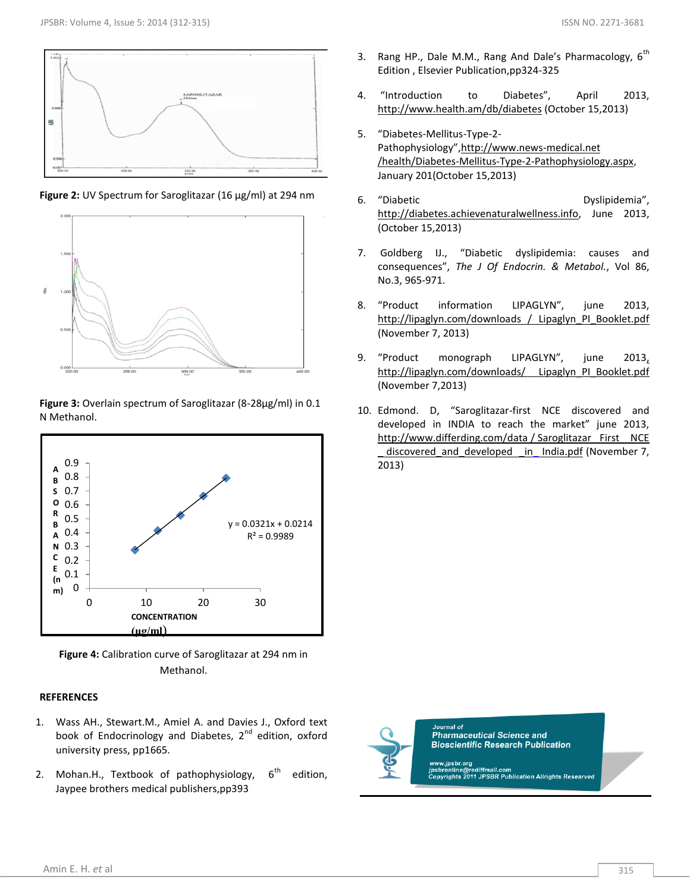SAROGLITAZAR
294nm

ABS

200.00 250.00 300.00 350.00 400.00

**Figure 2:** UV Spectrum for Saroglitazar (16 µg/ml) at 294 nm

2.000
1.500
1.000
0.500
0.000

Abs

200.00 250.00 300.00 350.00 400.00

**Figure 3:** Overlain spectrum of Saroglitazar (8-28µg/ml) in 0.1 N Methanol.

ABSORBANCE (nm)

0.9
0.8
0.7
0.6
0.5
0.4
0.3
0.2
0.1
0

0 10 20 30

CONCENTRATION (µg/ml)

y = 0.0321x + 0.0214
$R^2$ = 0.9989

**Figure 4:** Calibration curve of Saroglitazar at 294 nm in Methanol.

## REFERENCES

1. Wass AH., Stewart.M., Amiel A. and Davies J., Oxford text book of Endocrinology and Diabetes, 2nd edition, oxford university press, pp1665.
2. Mohan.H., Textbook of pathophysiology, 6th edition, Jaypee brothers medical publishers,pp393
3. Rang HP., Dale M.M., Rang And Dale's Pharmacology, 6th Edition , Elsevier Publication,pp324-325
4. "Introduction to Diabetes", April 2013, http://www.health.am/db/diabetes (October 15,2013)
5. "Diabetes-Mellitus-Type-2-Pathophysiology",http://www.news-medical.net /health/Diabetes-Mellitus-Type-2-Pathophysiology.aspx, January 201(October 15,2013)
6. "Diabetic Dyslipidemia", http://diabetes.achievenaturalwellness.info, June 2013, (October 15,2013)
7. Goldberg IJ., "Diabetic dyslipidemia: causes and consequences", *The J Of Endocrin. & Metabol.*, Vol 86, No.3, 965-971.
8. "Product information LIPAGLYN", june 2013, http://lipaglyn.com/downloads / Lipaglyn_PI_Booklet.pdf (November 7, 2013)
9. "Product monograph LIPAGLYN", june 2013, http://lipaglyn.com/downloads/ Lipaglyn_PI_Booklet.pdf (November 7,2013)
10. Edmond. D, "Saroglitazar-first NCE discovered and developed in INDIA to reach the market" june 2013, http://www.differding.com/data / Saroglitazar_First_NCE _discovered_and_developed _in_ India.pdf (November 7, 2013)

Journal of
Pharmaceutical Science and
Bioscientific Research Publication
www.jpsbr.org
jpsbronline@rediffmail.com
Copyrights 2011 JPSBR Publication Allrights Researved